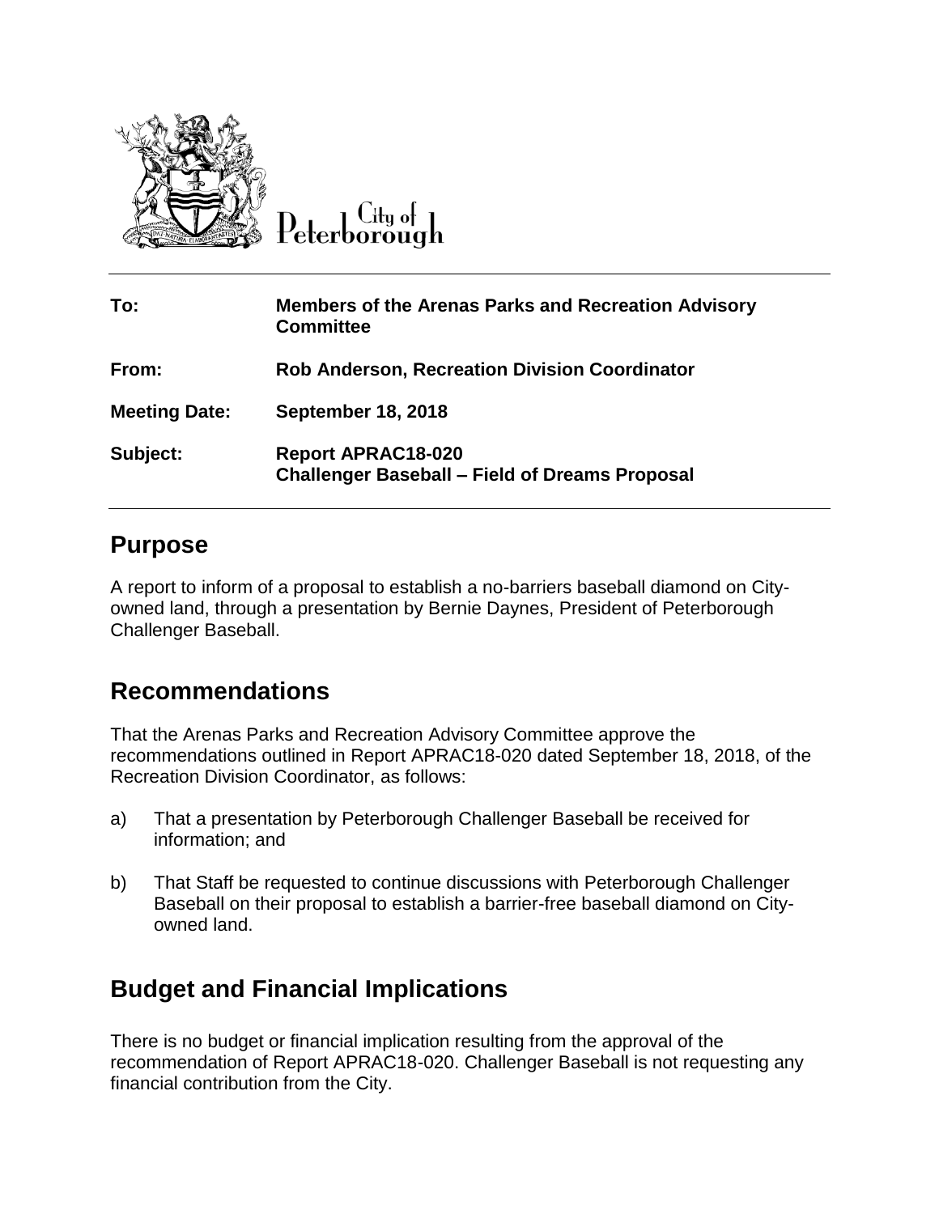City of Peterborough

| | |
|---|---|
| **To:** | **Members of the Arenas Parks and Recreation Advisory Committee** |
| **From:** | **Rob Anderson, Recreation Division Coordinator** |
| **Meeting Date:** | **September 18, 2018** |
| **Subject:** | **Report APRAC18-020**<br>**Challenger Baseball – Field of Dreams Proposal** |

## Purpose

A report to inform of a proposal to establish a no-barriers baseball diamond on City-owned land, through a presentation by Bernie Daynes, President of Peterborough Challenger Baseball.

## Recommendations

That the Arenas Parks and Recreation Advisory Committee approve the recommendations outlined in Report APRAC18-020 dated September 18, 2018, of the Recreation Division Coordinator, as follows:

a) That a presentation by Peterborough Challenger Baseball be received for information; and

b) That Staff be requested to continue discussions with Peterborough Challenger Baseball on their proposal to establish a barrier-free baseball diamond on City-owned land.

## Budget and Financial Implications

There is no budget or financial implication resulting from the approval of the recommendation of Report APRAC18-020. Challenger Baseball is not requesting any financial contribution from the City.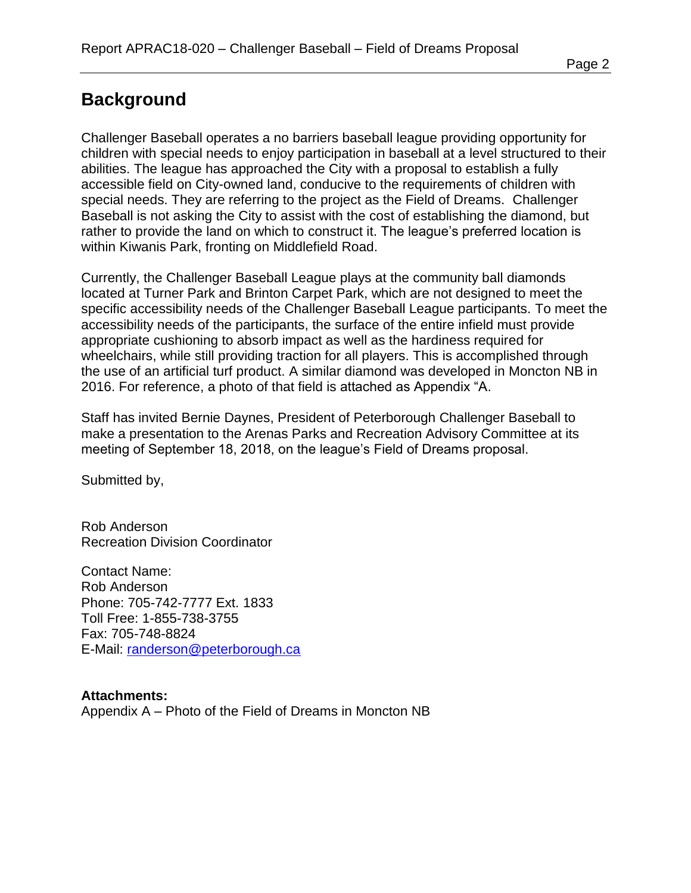## Background

Challenger Baseball operates a no barriers baseball league providing opportunity for children with special needs to enjoy participation in baseball at a level structured to their abilities. The league has approached the City with a proposal to establish a fully accessible field on City-owned land, conducive to the requirements of children with special needs. They are referring to the project as the Field of Dreams. Challenger Baseball is not asking the City to assist with the cost of establishing the diamond, but rather to provide the land on which to construct it. The league's preferred location is within Kiwanis Park, fronting on Middlefield Road.

Currently, the Challenger Baseball League plays at the community ball diamonds located at Turner Park and Brinton Carpet Park, which are not designed to meet the specific accessibility needs of the Challenger Baseball League participants. To meet the accessibility needs of the participants, the surface of the entire infield must provide appropriate cushioning to absorb impact as well as the hardiness required for wheelchairs, while still providing traction for all players. This is accomplished through the use of an artificial turf product. A similar diamond was developed in Moncton NB in 2016. For reference, a photo of that field is attached as Appendix "A.

Staff has invited Bernie Daynes, President of Peterborough Challenger Baseball to make a presentation to the Arenas Parks and Recreation Advisory Committee at its meeting of September 18, 2018, on the league's Field of Dreams proposal.

Submitted by,

Rob Anderson
Recreation Division Coordinator

Contact Name:
Rob Anderson
Phone: 705-742-7777 Ext. 1833
Toll Free: 1-855-738-3755
Fax: 705-748-8824
E-Mail: randerson@peterborough.ca

**Attachments:**
Appendix A – Photo of the Field of Dreams in Moncton NB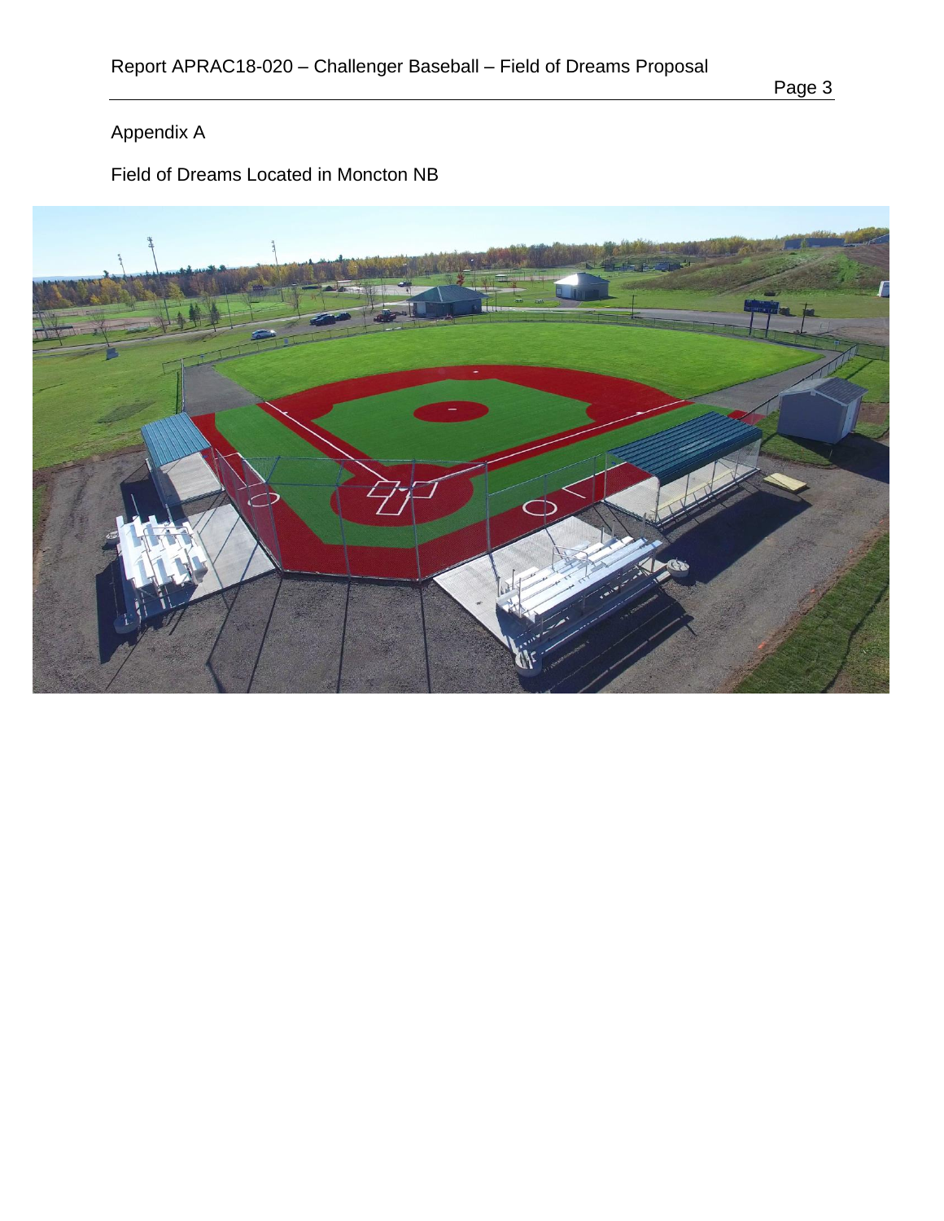Appendix A

Field of Dreams Located in Moncton NB